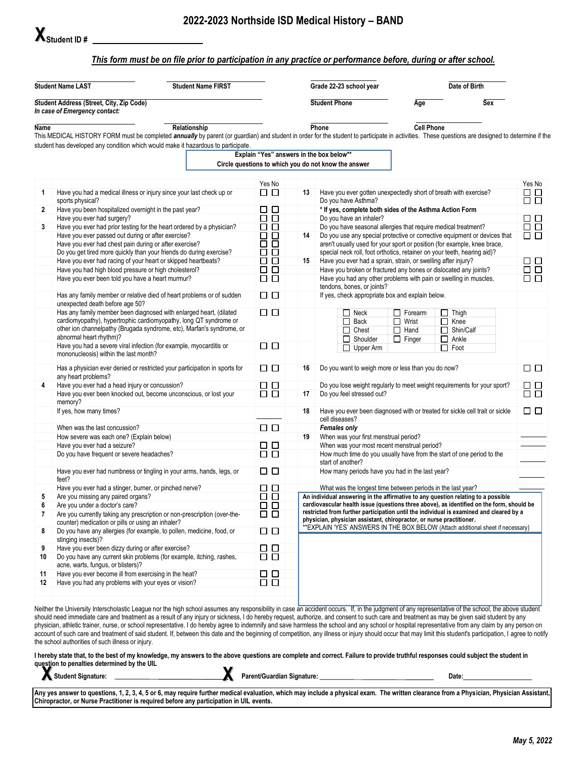# 2022-2023 Northside ISD Medical History – BAND

**X Student ID #** ______________________

***This form must be on file prior to participation in any practice or performance before, during or after school.***

| **Student Name LAST** | **Student Name FIRST** | **Grade 22-23 school year** | **Date of Birth** |
|---|---|---|---|
| | | | |

| **Student Address (Street, City, Zip Code)** | **Student Phone** | **Age** | **Sex** |
|---|---|---|---|
| | | | |

***In case of Emergency contact:***

| **Name** | **Relationship** | **Phone** | **Cell Phone** |
|---|---|---|---|
| | | | |

This MEDICAL HISTORY FORM must be completed ***annually*** by parent (or guardian) and student in order for the student to participate in activities. These questions are designed to determine if the student has developed any condition which would make it hazardous to participate.

**Explain "Yes" answers in the box below\*\***
**Circle questions to which you do not know the answer**

| # | Question | Yes | No |
|---|---|---|---|
| 1 | Have you had a medical illness or injury since your last check up or sports physical? | ☐ | ☐ |
| 2 | Have you been hospitalized overnight in the past year? | ☐ | ☐ |
| | Have you ever had surgery? | ☐ | ☐ |
| 3 | Have you ever had prior testing for the heart ordered by a physician? | ☐ | ☐ |
| | Have you ever passed out during or after exercise? | ☐ | ☐ |
| | Have you ever had chest pain during or after exercise? | ☐ | ☐ |
| | Do you get tired more quickly than your friends do during exercise? | ☐ | ☐ |
| | Have you ever had racing of your heart or skipped heartbeats? | ☐ | ☐ |
| | Have you had high blood pressure or high cholesterol? | ☐ | ☐ |
| | Have you ever been told you have a heart murmur? | ☐ | ☐ |
| | Has any family member or relative died of heart problems or of sudden unexpected death before age 50? | ☐ | ☐ |
| | Has any family member been diagnosed with enlarged heart, (dilated cardiomyopathy), hypertrophic cardiomyopathy, long QT syndrome or other ion channelpathy (Brugada syndrome, etc), Marfan's syndrome, or abnormal heart rhythm)? | ☐ | ☐ |
| | Have you had a severe viral infection (for example, myocarditis or mononucleosis) within the last month? | ☐ | ☐ |
| | Has a physician ever denied or restricted your participation in sports for any heart problems? | ☐ | ☐ |
| 4 | Have you ever had a head injury or concussion? | ☐ | ☐ |
| | Have you ever been knocked out, become unconscious, or lost your memory? | ☐ | ☐ |
| | If yes, how many times? | ______ | |
| | When was the last concussion? | ☐ | ☐ |
| | How severe was each one? (Explain below) | | |
| | Have you ever had a seizure? | ☐ | ☐ |
| | Do you have frequent or severe headaches? | ☐ | ☐ |
| | Have you ever had numbness or tingling in your arms, hands, legs, or feet? | ☐ | ☐ |
| | Have you ever had a stinger, burner, or pinched nerve? | ☐ | ☐ |
| 5 | Are you missing any paired organs? | ☐ | ☐ |
| 6 | Are you under a doctor's care? | ☐ | ☐ |
| 7 | Are you currently taking any prescription or non-prescription (over-the-counter) medication or pills or using an inhaler? | ☐ | ☐ |
| 8 | Do you have any allergies (for example, to pollen, medicine, food, or stinging insects)? | ☐ | ☐ |
| 9 | Have you ever been dizzy during or after exercise? | ☐ | ☐ |
| 10 | Do you have any current skin problems (for example, itching, rashes, acne, warts, fungus, or blisters)? | ☐ | ☐ |
| 11 | Have you ever become ill from exercising in the heat? | ☐ | ☐ |
| 12 | Have you had any problems with your eyes or vision? | ☐ | ☐ |
| 13 | Have you ever gotten unexpectedly short of breath with exercise? | ☐ | ☐ |
| | Do you have Asthma? | ☐ | ☐ |
| | **\* If yes, complete both sides of the Asthma Action Form** | | |
| | Do you have an inhaler? | ☐ | ☐ |
| | Do you have seasonal allergies that require medical treatment? | ☐ | ☐ |
| 14 | Do you use any special protective or corrective equipment or devices that aren't usually used for your sport or position (for example, knee brace, special neck roll, foot orthotics, retainer on your teeth, hearing aid)? | ☐ | ☐ |
| 15 | Have you ever had a sprain, strain, or swelling after injury? | ☐ | ☐ |
| | Have you broken or fractured any bones or dislocated any joints? | ☐ | ☐ |
| | Have you had any other problems with pain or swelling in muscles, tendons, bones, or joints? | ☐ | ☐ |
| | If yes, check appropriate box and explain below. | | |
| 16 | Do you want to weigh more or less than you do now? | ☐ | ☐ |
| | Do you lose weight regularly to meet weight requirements for your sport? | ☐ | ☐ |
| 17 | Do you feel stressed out? | ☐ | ☐ |
| 18 | Have you ever been diagnosed with or treated for sickle cell trait or sickle cell diseases? | ☐ | ☐ |

Question 15 body areas:

| | | |
|---|---|---|
| ☐ Neck | ☐ Forearm | ☐ Thigh |
| ☐ Back | ☐ Wrist | ☐ Knee |
| ☐ Chest | ☐ Hand | ☐ Shin/Calf |
| ☐ Shoulder | ☐ Finger | ☐ Ankle |
| ☐ Upper Arm | | ☐ Foot |

***Females only***

| # | Question | Answer |
|---|---|---|
| 19 | When was your first menstrual period? | ______ |
| | When was your most recent menstrual period? | ______ |
| | How much time do you usually have from the start of one period to the start of another? | ______ |
| | How many periods have you had in the last year? | ______ |
| | What was the longest time between periods in the last year? | ______ |

**An individual answering in the affirmative to any question relating to a possible cardiovascular health issue (questions three above), as identified on the form, should be restricted from further participation until the individual is examined and cleared by a physician, physician assistant, chiropractor, or nurse practitioner.**
\*\*EXPLAIN 'YES' ANSWERS IN THE BOX BELOW (Attach additional sheet if necessary)

Neither the University Interscholastic League nor the high school assumes any responsibility in case an accident occurs. If, in the judgment of any representative of the school, the above student should need immediate care and treatment as a result of any injury or sickness, I do hereby request, authorize, and consent to such care and treatment as may be given said student by any physician, athletic trainer, nurse, or school representative. I do hereby agree to indemnify and save harmless the school and any school or hospital representative from any claim by any person on account of such care and treatment of said student. If, between this date and the beginning of competition, any illness or injury should occur that may limit this student's participation, I agree to notify the school authorities of such illness or injury.

**I hereby state that, to the best of my knowledge, my answers to the above questions are complete and correct. Failure to provide truthful responses could subject the student in question to penalties determined by the UIL**

**X Student Signature:** ______________________ **X Parent/Guardian Signature:** ______________________ **Date:** ______________

**Any yes answer to questions, 1, 2, 3, 4, 5 or 6, may require further medical evaluation, which may include a physical exam. The written clearance from a Physician, Physician Assistant, Chiropractor, or Nurse Practitioner is required before any participation in UIL events.**

*May 5, 2022*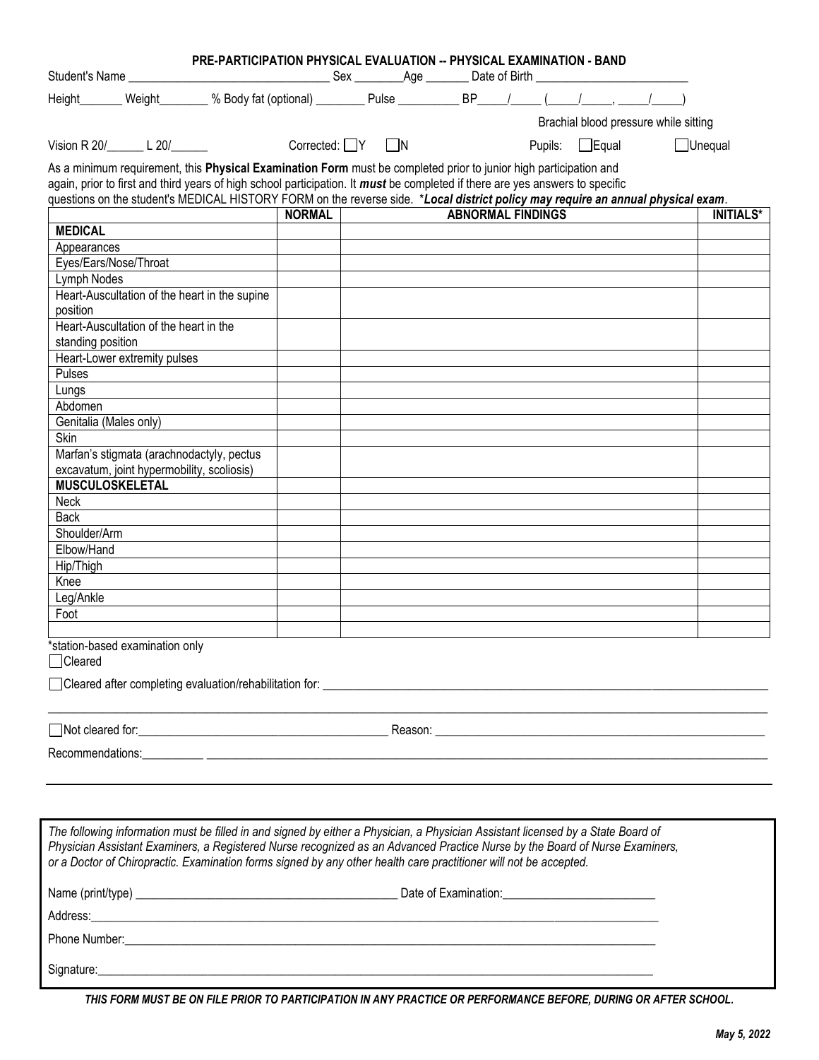# PRE-PARTICIPATION PHYSICAL EVALUATION -- PHYSICAL EXAMINATION - BAND

Student's Name ______________________________ Sex ________Age _______ Date of Birth _________________________

Height_______ Weight________ % Body fat (optional) ________ Pulse __________ BP_____/_____ (_____/_____, _____/_____)

Brachial blood pressure while sitting

Vision R 20/______ L 20/______ Corrected: ☐Y ☐N Pupils: ☐Equal ☐Unequal

As a minimum requirement, this **Physical Examination Form** must be completed prior to junior high participation and again, prior to first and third years of high school participation. It ***must*** be completed if there are yes answers to specific questions on the student's MEDICAL HISTORY FORM on the reverse side. **\****Local district policy may require an annual physical exam***.

| | NORMAL | ABNORMAL FINDINGS | INITIALS* |
|---|---|---|---|
| **MEDICAL** | | | |
| Appearances | | | |
| Eyes/Ears/Nose/Throat | | | |
| Lymph Nodes | | | |
| Heart-Auscultation of the heart in the supine position | | | |
| Heart-Auscultation of the heart in the standing position | | | |
| Heart-Lower extremity pulses | | | |
| Pulses | | | |
| Lungs | | | |
| Abdomen | | | |
| Genitalia (Males only) | | | |
| Skin | | | |
| Marfan's stigmata (arachnodactyly, pectus excavatum, joint hypermobility, scoliosis) | | | |
| **MUSCULOSKELETAL** | | | |
| Neck | | | |
| Back | | | |
| Shoulder/Arm | | | |
| Elbow/Hand | | | |
| Hip/Thigh | | | |
| Knee | | | |
| Leg/Ankle | | | |
| Foot | | | |
| | | | |

*station-based examination only

☐Cleared

☐Cleared after completing evaluation/rehabilitation for: ______________________________________________________________

_____________________________________________________________________________________________________

☐Not cleared for:_________________________________________ Reason: _______________________________________________

Recommendations:__________ _____________________________________________________________________________

*The following information must be filled in and signed by either a Physician, a Physician Assistant licensed by a State Board of Physician Assistant Examiners, a Registered Nurse recognized as an Advanced Practice Nurse by the Board of Nurse Examiners, or a Doctor of Chiropractic. Examination forms signed by any other health care practitioner will not be accepted.*

Name (print/type) ___________________________________________ Date of Examination:_________________________

Address:_____________________________________________________________________________________________

Phone Number:________________________________________________________________________________________

Signature:_____________________________________________________________________________________________

***THIS FORM MUST BE ON FILE PRIOR TO PARTICIPATION IN ANY PRACTICE OR PERFORMANCE BEFORE, DURING OR AFTER SCHOOL.***

***May 5, 2022***